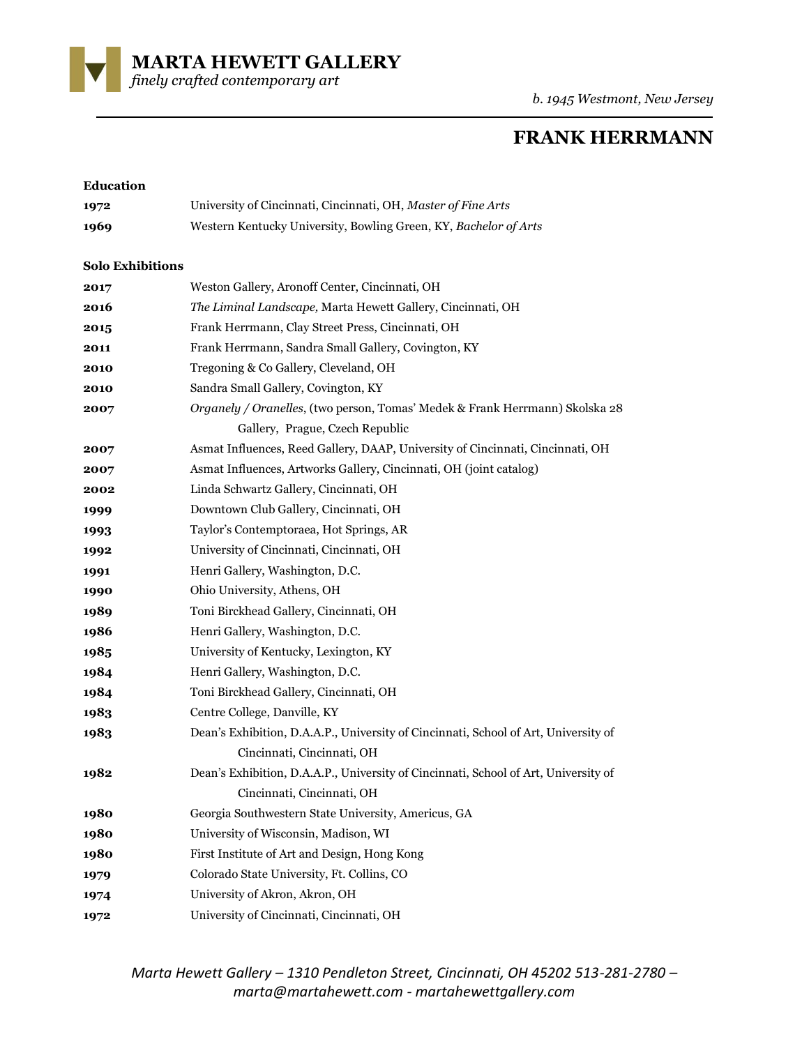**MARTA HEWETT GALLERY**
*finely crafted contemporary art*

*b. 1945 Westmont, New Jersey*

# FRANK HERRMANN

**Education**

| | |
|---|---|
| **1972** | University of Cincinnati, Cincinnati, OH, *Master of Fine Arts* |
| **1969** | Western Kentucky University, Bowling Green, KY, *Bachelor of Arts* |

**Solo Exhibitions**

| | |
|---|---|
| **2017** | Weston Gallery, Aronoff Center, Cincinnati, OH |
| **2016** | *The Liminal Landscape,* Marta Hewett Gallery, Cincinnati, OH |
| **2015** | Frank Herrmann, Clay Street Press, Cincinnati, OH |
| **2011** | Frank Herrmann, Sandra Small Gallery, Covington, KY |
| **2010** | Tregoning & Co Gallery, Cleveland, OH |
| **2010** | Sandra Small Gallery, Covington, KY |
| **2007** | *Organely / Oranelles*, (two person, Tomas' Medek & Frank Herrmann) Skolska 28 Gallery, Prague, Czech Republic |
| **2007** | Asmat Influences, Reed Gallery, DAAP, University of Cincinnati, Cincinnati, OH |
| **2007** | Asmat Influences, Artworks Gallery, Cincinnati, OH (joint catalog) |
| **2002** | Linda Schwartz Gallery, Cincinnati, OH |
| **1999** | Downtown Club Gallery, Cincinnati, OH |
| **1993** | Taylor's Contemptoraea, Hot Springs, AR |
| **1992** | University of Cincinnati, Cincinnati, OH |
| **1991** | Henri Gallery, Washington, D.C. |
| **1990** | Ohio University, Athens, OH |
| **1989** | Toni Birckhead Gallery, Cincinnati, OH |
| **1986** | Henri Gallery, Washington, D.C. |
| **1985** | University of Kentucky, Lexington, KY |
| **1984** | Henri Gallery, Washington, D.C. |
| **1984** | Toni Birckhead Gallery, Cincinnati, OH |
| **1983** | Centre College, Danville, KY |
| **1983** | Dean's Exhibition, D.A.A.P., University of Cincinnati, School of Art, University of Cincinnati, Cincinnati, OH |
| **1982** | Dean's Exhibition, D.A.A.P., University of Cincinnati, School of Art, University of Cincinnati, Cincinnati, OH |
| **1980** | Georgia Southwestern State University, Americus, GA |
| **1980** | University of Wisconsin, Madison, WI |
| **1980** | First Institute of Art and Design, Hong Kong |
| **1979** | Colorado State University, Ft. Collins, CO |
| **1974** | University of Akron, Akron, OH |
| **1972** | University of Cincinnati, Cincinnati, OH |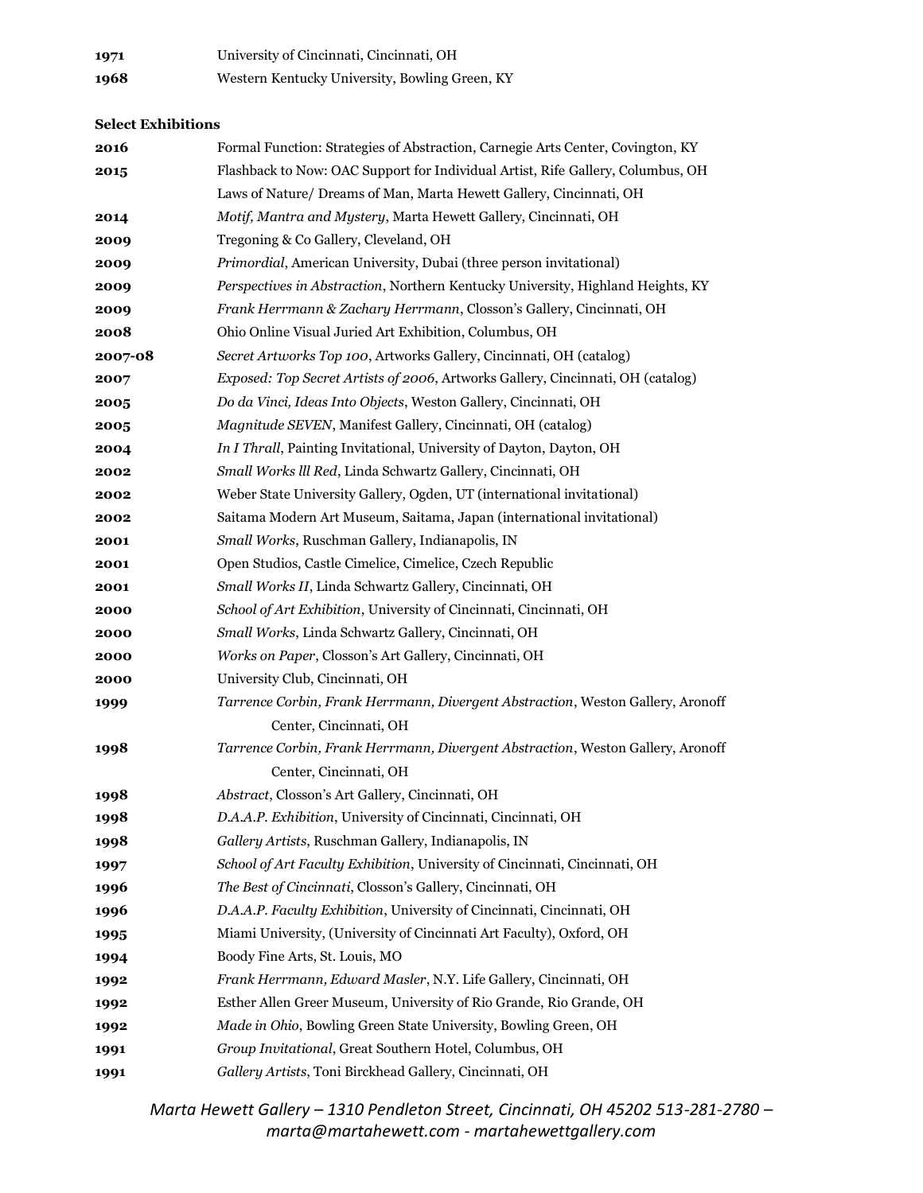| | |
|---|---|
| **1971** | University of Cincinnati, Cincinnati, OH |
| **1968** | Western Kentucky University, Bowling Green, KY |

**Select Exhibitions**

| | |
|---|---|
| **2016** | Formal Function: Strategies of Abstraction, Carnegie Arts Center, Covington, KY |
| **2015** | Flashback to Now: OAC Support for Individual Artist, Rife Gallery, Columbus, OH |
| | Laws of Nature/ Dreams of Man, Marta Hewett Gallery, Cincinnati, OH |
| **2014** | *Motif, Mantra and Mystery*, Marta Hewett Gallery, Cincinnati, OH |
| **2009** | Tregoning & Co Gallery, Cleveland, OH |
| **2009** | *Primordial*, American University, Dubai (three person invitational) |
| **2009** | *Perspectives in Abstraction*, Northern Kentucky University, Highland Heights, KY |
| **2009** | *Frank Herrmann & Zachary Herrmann*, Closson's Gallery, Cincinnati, OH |
| **2008** | Ohio Online Visual Juried Art Exhibition, Columbus, OH |
| **2007-08** | *Secret Artworks Top 100*, Artworks Gallery, Cincinnati, OH (catalog) |
| **2007** | *Exposed: Top Secret Artists of 2006*, Artworks Gallery, Cincinnati, OH (catalog) |
| **2005** | *Do da Vinci, Ideas Into Objects*, Weston Gallery, Cincinnati, OH |
| **2005** | *Magnitude SEVEN*, Manifest Gallery, Cincinnati, OH (catalog) |
| **2004** | *In I Thrall*, Painting Invitational, University of Dayton, Dayton, OH |
| **2002** | *Small Works lll Red*, Linda Schwartz Gallery, Cincinnati, OH |
| **2002** | Weber State University Gallery, Ogden, UT (international invitational) |
| **2002** | Saitama Modern Art Museum, Saitama, Japan (international invitational) |
| **2001** | *Small Works*, Ruschman Gallery, Indianapolis, IN |
| **2001** | Open Studios, Castle Cimelice, Cimelice, Czech Republic |
| **2001** | *Small Works II*, Linda Schwartz Gallery, Cincinnati, OH |
| **2000** | *School of Art Exhibition*, University of Cincinnati, Cincinnati, OH |
| **2000** | *Small Works*, Linda Schwartz Gallery, Cincinnati, OH |
| **2000** | *Works on Paper*, Closson's Art Gallery, Cincinnati, OH |
| **2000** | University Club, Cincinnati, OH |
| **1999** | *Tarrence Corbin, Frank Herrmann, Divergent Abstraction*, Weston Gallery, Aronoff Center, Cincinnati, OH |
| **1998** | *Tarrence Corbin, Frank Herrmann, Divergent Abstraction*, Weston Gallery, Aronoff Center, Cincinnati, OH |
| **1998** | *Abstract*, Closson's Art Gallery, Cincinnati, OH |
| **1998** | *D.A.A.P. Exhibition*, University of Cincinnati, Cincinnati, OH |
| **1998** | *Gallery Artists*, Ruschman Gallery, Indianapolis, IN |
| **1997** | *School of Art Faculty Exhibition*, University of Cincinnati, Cincinnati, OH |
| **1996** | *The Best of Cincinnati*, Closson's Gallery, Cincinnati, OH |
| **1996** | *D.A.A.P. Faculty Exhibition*, University of Cincinnati, Cincinnati, OH |
| **1995** | Miami University, (University of Cincinnati Art Faculty), Oxford, OH |
| **1994** | Boody Fine Arts, St. Louis, MO |
| **1992** | *Frank Herrmann, Edward Masler*, N.Y. Life Gallery, Cincinnati, OH |
| **1992** | Esther Allen Greer Museum, University of Rio Grande, Rio Grande, OH |
| **1992** | *Made in Ohio*, Bowling Green State University, Bowling Green, OH |
| **1991** | *Group Invitational*, Great Southern Hotel, Columbus, OH |
| **1991** | *Gallery Artists*, Toni Birckhead Gallery, Cincinnati, OH |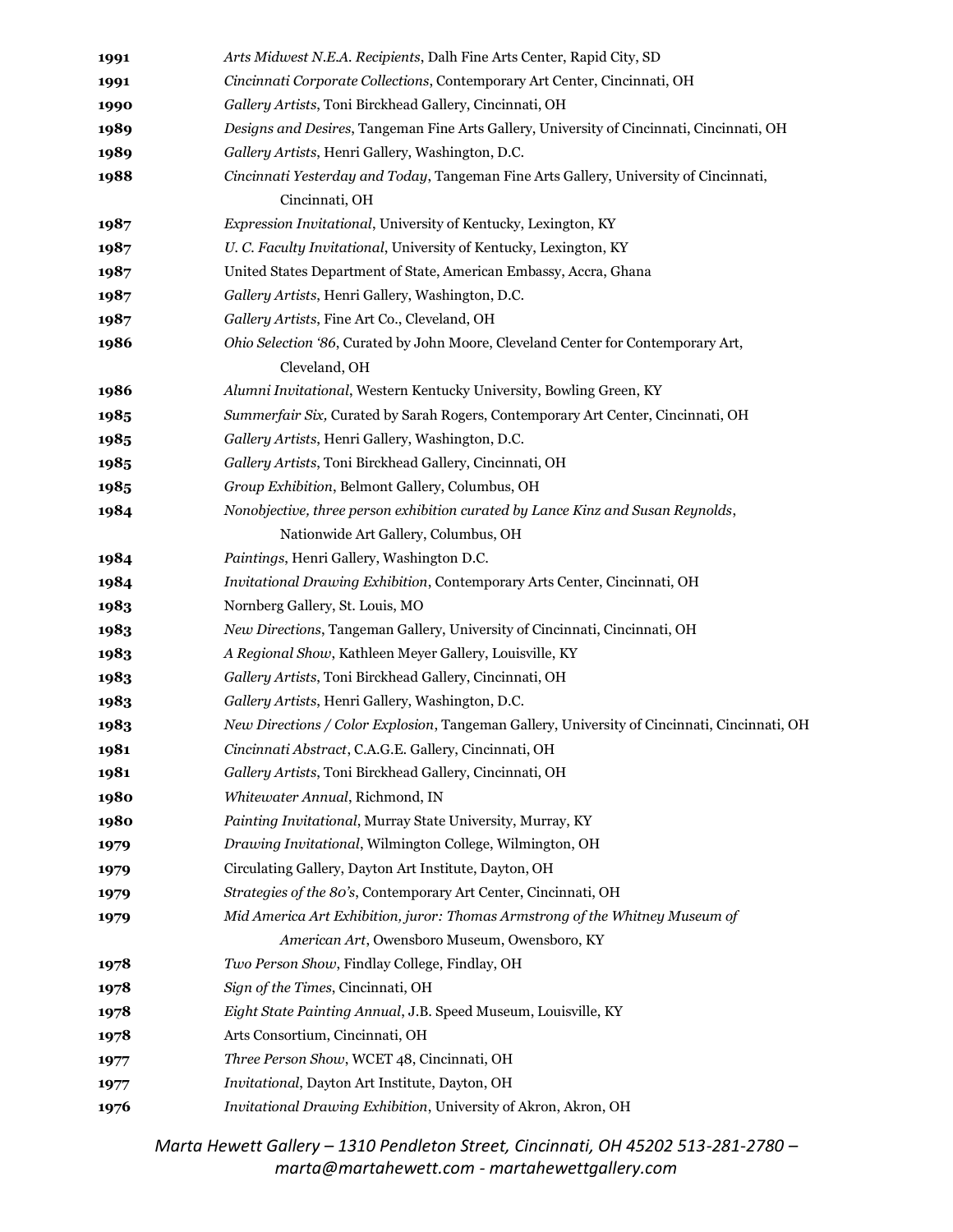**1991** *Arts Midwest N.E.A. Recipients*, Dalh Fine Arts Center, Rapid City, SD

**1991** *Cincinnati Corporate Collections*, Contemporary Art Center, Cincinnati, OH

**1990** *Gallery Artists*, Toni Birckhead Gallery, Cincinnati, OH

**1989** *Designs and Desires*, Tangeman Fine Arts Gallery, University of Cincinnati, Cincinnati, OH

**1989** *Gallery Artists*, Henri Gallery, Washington, D.C.

**1988** *Cincinnati Yesterday and Today*, Tangeman Fine Arts Gallery, University of Cincinnati, Cincinnati, OH

**1987** *Expression Invitational*, University of Kentucky, Lexington, KY

**1987** *U. C. Faculty Invitational*, University of Kentucky, Lexington, KY

**1987** United States Department of State, American Embassy, Accra, Ghana

**1987** *Gallery Artists*, Henri Gallery, Washington, D.C.

**1987** *Gallery Artists*, Fine Art Co., Cleveland, OH

**1986** *Ohio Selection '86*, Curated by John Moore, Cleveland Center for Contemporary Art, Cleveland, OH

**1986** *Alumni Invitational*, Western Kentucky University, Bowling Green, KY

**1985** *Summerfair Six,* Curated by Sarah Rogers, Contemporary Art Center, Cincinnati, OH

**1985** *Gallery Artists*, Henri Gallery, Washington, D.C.

**1985** *Gallery Artists*, Toni Birckhead Gallery, Cincinnati, OH

**1985** *Group Exhibition*, Belmont Gallery, Columbus, OH

**1984** *Nonobjective, three person exhibition curated by Lance Kinz and Susan Reynolds*, Nationwide Art Gallery, Columbus, OH

**1984** *Paintings*, Henri Gallery, Washington D.C.

**1984** *Invitational Drawing Exhibition*, Contemporary Arts Center, Cincinnati, OH

**1983** Nornberg Gallery, St. Louis, MO

**1983** *New Directions*, Tangeman Gallery, University of Cincinnati, Cincinnati, OH

**1983** *A Regional Show*, Kathleen Meyer Gallery, Louisville, KY

**1983** *Gallery Artists*, Toni Birckhead Gallery, Cincinnati, OH

**1983** *Gallery Artists*, Henri Gallery, Washington, D.C.

**1983** *New Directions / Color Explosion*, Tangeman Gallery, University of Cincinnati, Cincinnati, OH

**1981** *Cincinnati Abstract*, C.A.G.E. Gallery, Cincinnati, OH

**1981** *Gallery Artists*, Toni Birckhead Gallery, Cincinnati, OH

**1980** *Whitewater Annual*, Richmond, IN

**1980** *Painting Invitational*, Murray State University, Murray, KY

**1979** *Drawing Invitational*, Wilmington College, Wilmington, OH

**1979** Circulating Gallery, Dayton Art Institute, Dayton, OH

**1979** *Strategies of the 80's*, Contemporary Art Center, Cincinnati, OH

**1979** *Mid America Art Exhibition, juror: Thomas Armstrong of the Whitney Museum of American Art*, Owensboro Museum, Owensboro, KY

**1978** *Two Person Show*, Findlay College, Findlay, OH

**1978** *Sign of the Times*, Cincinnati, OH

**1978** *Eight State Painting Annual*, J.B. Speed Museum, Louisville, KY

**1978** Arts Consortium, Cincinnati, OH

**1977** *Three Person Show*, WCET 48, Cincinnati, OH

**1977** *Invitational*, Dayton Art Institute, Dayton, OH

**1976** *Invitational Drawing Exhibition*, University of Akron, Akron, OH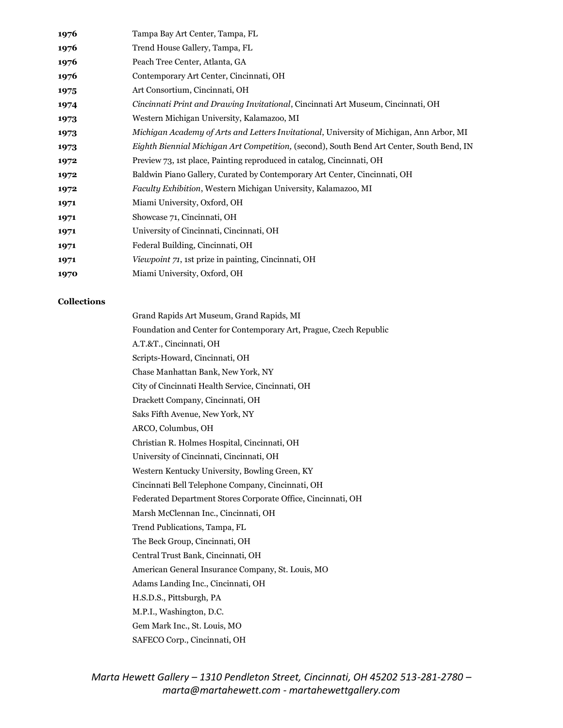**1976** Tampa Bay Art Center, Tampa, FL
**1976** Trend House Gallery, Tampa, FL
**1976** Peach Tree Center, Atlanta, GA
**1976** Contemporary Art Center, Cincinnati, OH
**1975** Art Consortium, Cincinnati, OH
**1974** *Cincinnati Print and Drawing Invitational*, Cincinnati Art Museum, Cincinnati, OH
**1973** Western Michigan University, Kalamazoo, MI
**1973** *Michigan Academy of Arts and Letters Invitational*, University of Michigan, Ann Arbor, MI
**1973** *Eighth Biennial Michigan Art Competition,* (second), South Bend Art Center, South Bend, IN
**1972** Preview 73, 1st place, Painting reproduced in catalog, Cincinnati, OH
**1972** Baldwin Piano Gallery, Curated by Contemporary Art Center, Cincinnati, OH
**1972** *Faculty Exhibition*, Western Michigan University, Kalamazoo, MI
**1971** Miami University, Oxford, OH
**1971** Showcase 71, Cincinnati, OH
**1971** University of Cincinnati, Cincinnati, OH
**1971** Federal Building, Cincinnati, OH
**1971** *Viewpoint 71*, 1st prize in painting, Cincinnati, OH
**1970** Miami University, Oxford, OH

**Collections**

Grand Rapids Art Museum, Grand Rapids, MI
Foundation and Center for Contemporary Art, Prague, Czech Republic
A.T.&T., Cincinnati, OH
Scripts-Howard, Cincinnati, OH
Chase Manhattan Bank, New York, NY
City of Cincinnati Health Service, Cincinnati, OH
Drackett Company, Cincinnati, OH
Saks Fifth Avenue, New York, NY
ARCO, Columbus, OH
Christian R. Holmes Hospital, Cincinnati, OH
University of Cincinnati, Cincinnati, OH
Western Kentucky University, Bowling Green, KY
Cincinnati Bell Telephone Company, Cincinnati, OH
Federated Department Stores Corporate Office, Cincinnati, OH
Marsh McClennan Inc., Cincinnati, OH
Trend Publications, Tampa, FL
The Beck Group, Cincinnati, OH
Central Trust Bank, Cincinnati, OH
American General Insurance Company, St. Louis, MO
Adams Landing Inc., Cincinnati, OH
H.S.D.S., Pittsburgh, PA
M.P.I., Washington, D.C.
Gem Mark Inc., St. Louis, MO
SAFECO Corp., Cincinnati, OH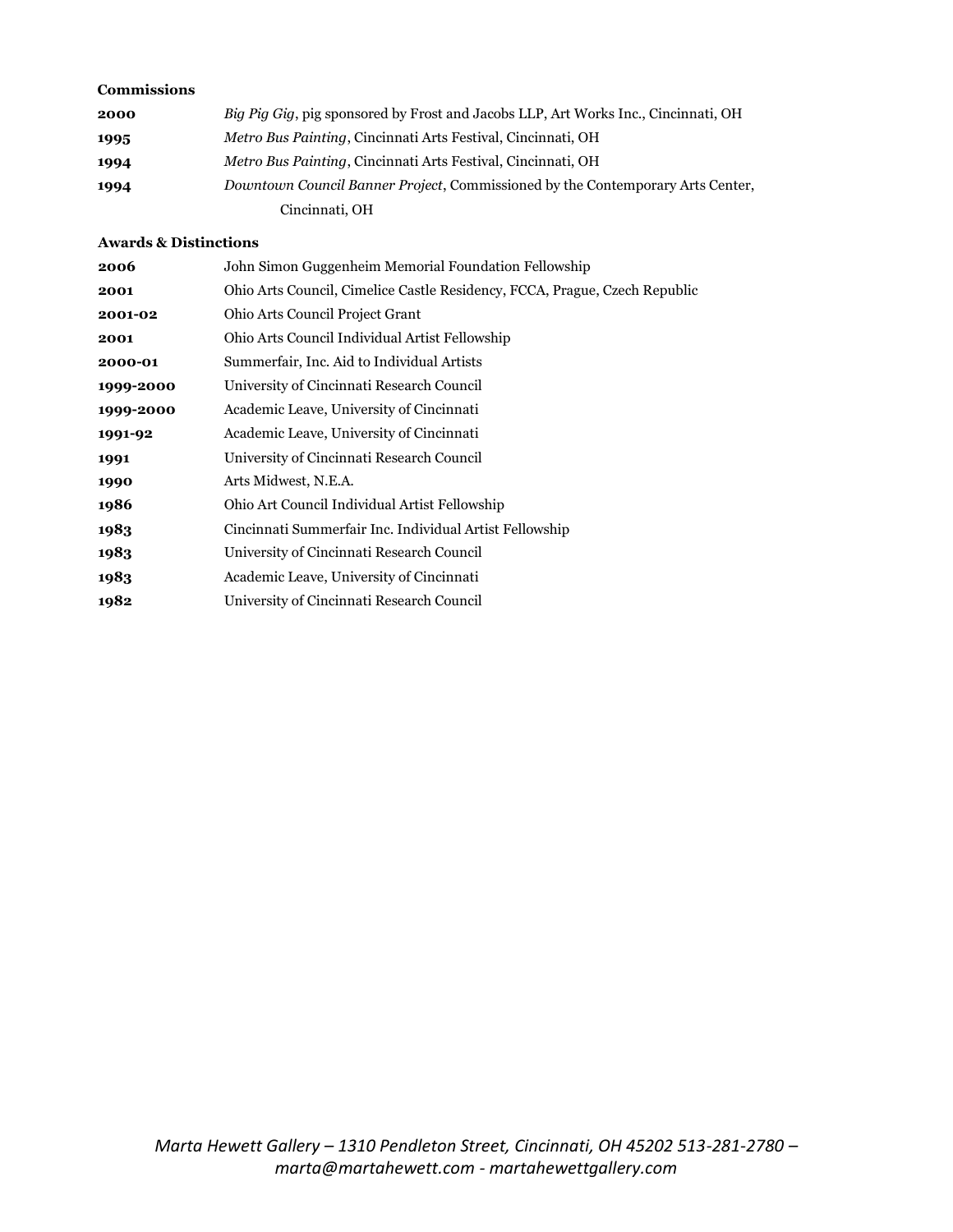**Commissions**

| | |
|---|---|
| **2000** | *Big Pig Gig*, pig sponsored by Frost and Jacobs LLP, Art Works Inc., Cincinnati, OH |
| **1995** | *Metro Bus Painting*, Cincinnati Arts Festival, Cincinnati, OH |
| **1994** | *Metro Bus Painting*, Cincinnati Arts Festival, Cincinnati, OH |
| **1994** | *Downtown Council Banner Project*, Commissioned by the Contemporary Arts Center, Cincinnati, OH |

**Awards & Distinctions**

| | |
|---|---|
| **2006** | John Simon Guggenheim Memorial Foundation Fellowship |
| **2001** | Ohio Arts Council, Cimelice Castle Residency, FCCA, Prague, Czech Republic |
| **2001-02** | Ohio Arts Council Project Grant |
| **2001** | Ohio Arts Council Individual Artist Fellowship |
| **2000-01** | Summerfair, Inc. Aid to Individual Artists |
| **1999-2000** | University of Cincinnati Research Council |
| **1999-2000** | Academic Leave, University of Cincinnati |
| **1991-92** | Academic Leave, University of Cincinnati |
| **1991** | University of Cincinnati Research Council |
| **1990** | Arts Midwest, N.E.A. |
| **1986** | Ohio Art Council Individual Artist Fellowship |
| **1983** | Cincinnati Summerfair Inc. Individual Artist Fellowship |
| **1983** | University of Cincinnati Research Council |
| **1983** | Academic Leave, University of Cincinnati |
| **1982** | University of Cincinnati Research Council |